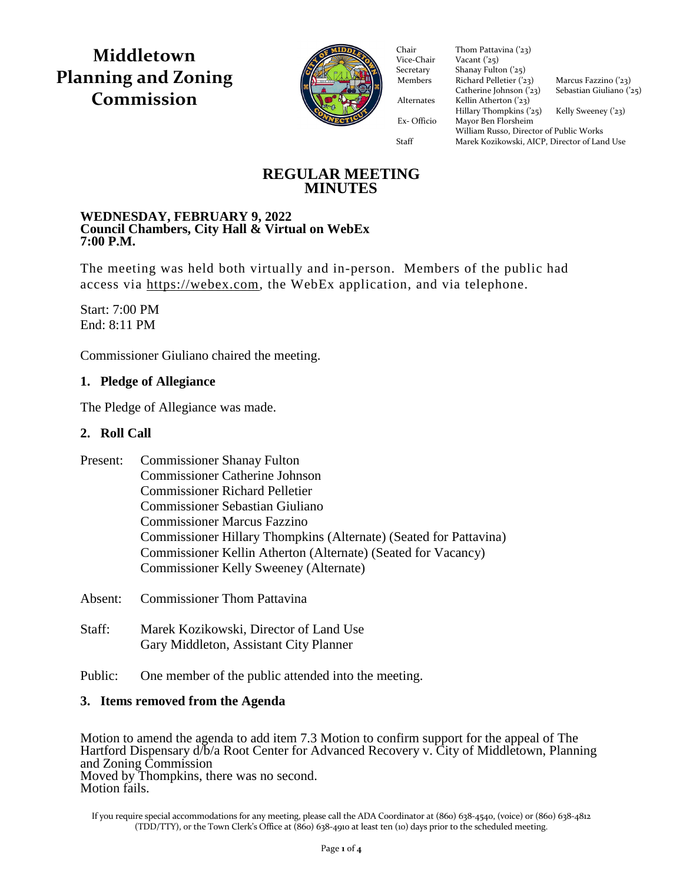# Middletown Planning and Zoning Commission

| | | |
|---|---|---|
| Chair | Thom Pattavina ('23) | |
| Vice-Chair | Vacant ('25) | |
| Secretary | Shanay Fulton ('25) | |
| Members | Richard Pelletier ('23) | Marcus Fazzino ('23) |
| | Catherine Johnson ('23) | Sebastian Giuliano ('25) |
| Alternates | Kellin Atherton ('23) | |
| | Hillary Thompkins ('25) | Kelly Sweeney ('23) |
| Ex- Officio | Mayor Ben Florsheim | |
| | William Russo, Director of Public Works | |
| Staff | Marek Kozikowski, AICP, Director of Land Use | |

## REGULAR MEETING MINUTES

**WEDNESDAY, FEBRUARY 9, 2022**
**Council Chambers, City Hall & Virtual on WebEx**
**7:00 P.M.**

The meeting was held both virtually and in-person. Members of the public had access via https://webex.com, the WebEx application, and via telephone.

Start: 7:00 PM
End: 8:11 PM

Commissioner Giuliano chaired the meeting.

### 1. Pledge of Allegiance

The Pledge of Allegiance was made.

### 2. Roll Call

Present:
- Commissioner Shanay Fulton
- Commissioner Catherine Johnson
- Commissioner Richard Pelletier
- Commissioner Sebastian Giuliano
- Commissioner Marcus Fazzino
- Commissioner Hillary Thompkins (Alternate) (Seated for Pattavina)
- Commissioner Kellin Atherton (Alternate) (Seated for Vacancy)
- Commissioner Kelly Sweeney (Alternate)

Absent: Commissioner Thom Pattavina

Staff:
- Marek Kozikowski, Director of Land Use
- Gary Middleton, Assistant City Planner

Public: One member of the public attended into the meeting.

### 3. Items removed from the Agenda

Motion to amend the agenda to add item 7.3 Motion to confirm support for the appeal of The Hartford Dispensary d/b/a Root Center for Advanced Recovery v. City of Middletown, Planning and Zoning Commission
Moved by Thompkins, there was no second.
Motion fails.

If you require special accommodations for any meeting, please call the ADA Coordinator at (860) 638-4540, (voice) or (860) 638-4812 (TDD/TTY), or the Town Clerk's Office at (860) 638-4910 at least ten (10) days prior to the scheduled meeting.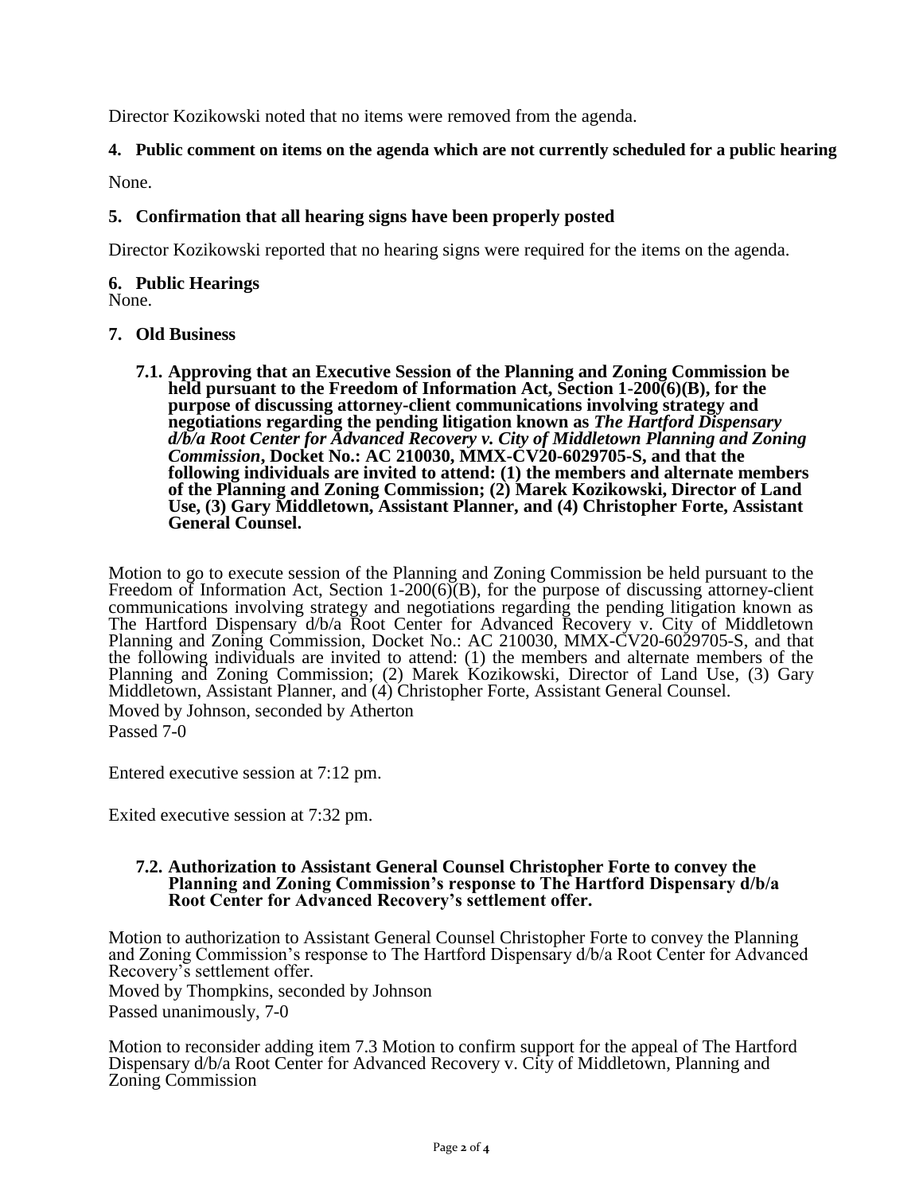Director Kozikowski noted that no items were removed from the agenda.

**4. Public comment on items on the agenda which are not currently scheduled for a public hearing**

None.

**5. Confirmation that all hearing signs have been properly posted**

Director Kozikowski reported that no hearing signs were required for the items on the agenda.

**6. Public Hearings**

None.

**7. Old Business**

**7.1. Approving that an Executive Session of the Planning and Zoning Commission be held pursuant to the Freedom of Information Act, Section 1-200(6)(B), for the purpose of discussing attorney-client communications involving strategy and negotiations regarding the pending litigation known as *The Hartford Dispensary d/b/a Root Center for Advanced Recovery v. City of Middletown Planning and Zoning Commission*, Docket No.: AC 210030, MMX-CV20-6029705-S, and that the following individuals are invited to attend: (1) the members and alternate members of the Planning and Zoning Commission; (2) Marek Kozikowski, Director of Land Use, (3) Gary Middletown, Assistant Planner, and (4) Christopher Forte, Assistant General Counsel.**

Motion to go to execute session of the Planning and Zoning Commission be held pursuant to the Freedom of Information Act, Section 1-200(6)(B), for the purpose of discussing attorney-client communications involving strategy and negotiations regarding the pending litigation known as The Hartford Dispensary d/b/a Root Center for Advanced Recovery v. City of Middletown Planning and Zoning Commission, Docket No.: AC 210030, MMX-CV20-6029705-S, and that the following individuals are invited to attend: (1) the members and alternate members of the Planning and Zoning Commission; (2) Marek Kozikowski, Director of Land Use, (3) Gary Middletown, Assistant Planner, and (4) Christopher Forte, Assistant General Counsel.

Moved by Johnson, seconded by Atherton

Passed 7-0

Entered executive session at 7:12 pm.

Exited executive session at 7:32 pm.

**7.2. Authorization to Assistant General Counsel Christopher Forte to convey the Planning and Zoning Commission's response to The Hartford Dispensary d/b/a Root Center for Advanced Recovery's settlement offer.**

Motion to authorization to Assistant General Counsel Christopher Forte to convey the Planning and Zoning Commission's response to The Hartford Dispensary d/b/a Root Center for Advanced Recovery's settlement offer.

Moved by Thompkins, seconded by Johnson

Passed unanimously, 7-0

Motion to reconsider adding item 7.3 Motion to confirm support for the appeal of The Hartford Dispensary d/b/a Root Center for Advanced Recovery v. City of Middletown, Planning and Zoning Commission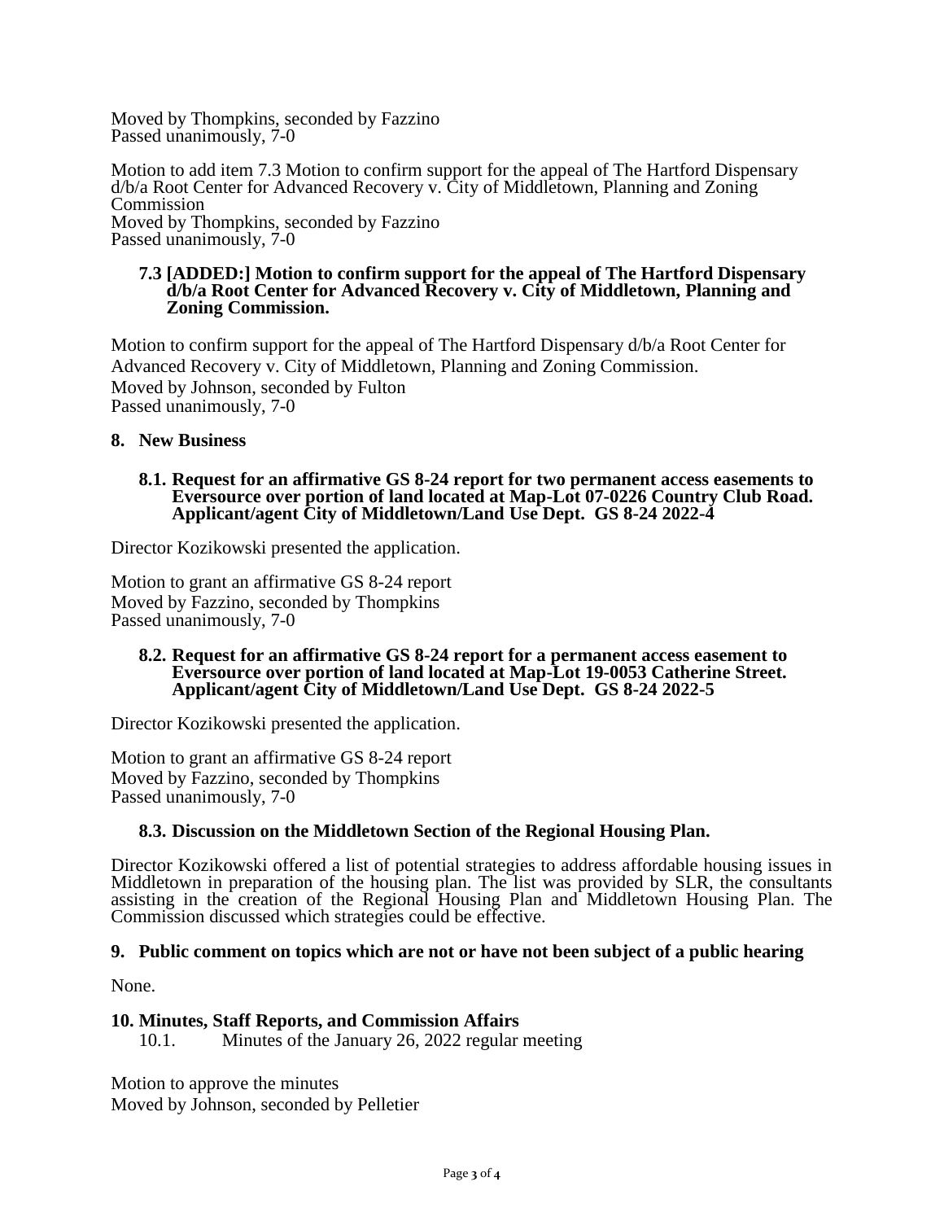Moved by Thompkins, seconded by Fazzino
Passed unanimously, 7-0

Motion to add item 7.3 Motion to confirm support for the appeal of The Hartford Dispensary d/b/a Root Center for Advanced Recovery v. City of Middletown, Planning and Zoning Commission
Moved by Thompkins, seconded by Fazzino
Passed unanimously, 7-0

### 7.3 [ADDED:] Motion to confirm support for the appeal of The Hartford Dispensary d/b/a Root Center for Advanced Recovery v. City of Middletown, Planning and Zoning Commission.

Motion to confirm support for the appeal of The Hartford Dispensary d/b/a Root Center for Advanced Recovery v. City of Middletown, Planning and Zoning Commission.
Moved by Johnson, seconded by Fulton
Passed unanimously, 7-0

## 8. New Business

### 8.1. Request for an affirmative GS 8-24 report for two permanent access easements to Eversource over portion of land located at Map-Lot 07-0226 Country Club Road. Applicant/agent City of Middletown/Land Use Dept. GS 8-24 2022-4

Director Kozikowski presented the application.

Motion to grant an affirmative GS 8-24 report
Moved by Fazzino, seconded by Thompkins
Passed unanimously, 7-0

### 8.2. Request for an affirmative GS 8-24 report for a permanent access easement to Eversource over portion of land located at Map-Lot 19-0053 Catherine Street. Applicant/agent City of Middletown/Land Use Dept. GS 8-24 2022-5

Director Kozikowski presented the application.

Motion to grant an affirmative GS 8-24 report
Moved by Fazzino, seconded by Thompkins
Passed unanimously, 7-0

### 8.3. Discussion on the Middletown Section of the Regional Housing Plan.

Director Kozikowski offered a list of potential strategies to address affordable housing issues in Middletown in preparation of the housing plan. The list was provided by SLR, the consultants assisting in the creation of the Regional Housing Plan and Middletown Housing Plan. The Commission discussed which strategies could be effective.

## 9. Public comment on topics which are not or have not been subject of a public hearing

None.

## 10. Minutes, Staff Reports, and Commission Affairs

10.1. Minutes of the January 26, 2022 regular meeting

Motion to approve the minutes
Moved by Johnson, seconded by Pelletier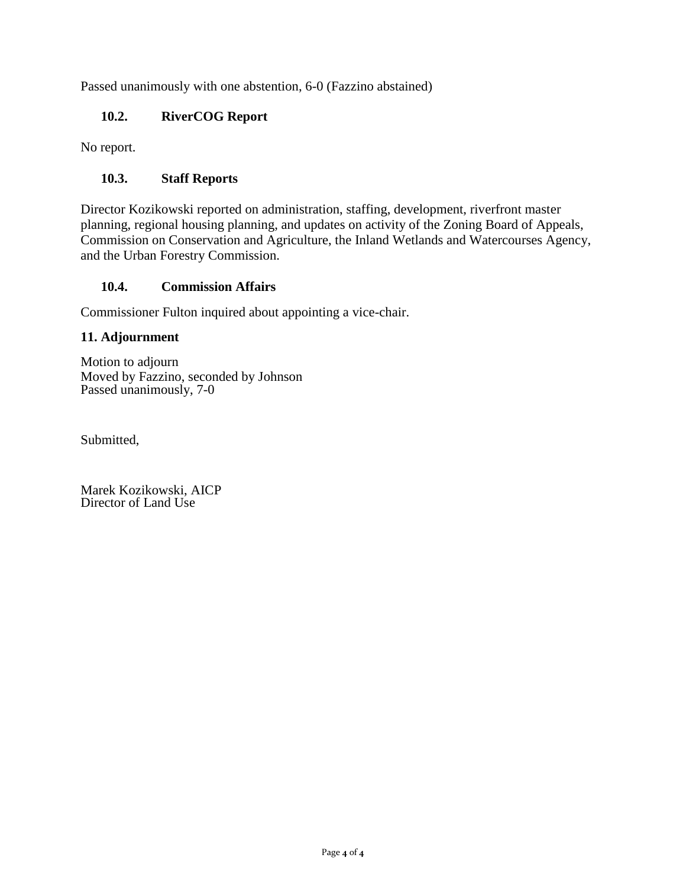Passed unanimously with one abstention, 6-0 (Fazzino abstained)

### 10.2. RiverCOG Report

No report.

### 10.3. Staff Reports

Director Kozikowski reported on administration, staffing, development, riverfront master planning, regional housing planning, and updates on activity of the Zoning Board of Appeals, Commission on Conservation and Agriculture, the Inland Wetlands and Watercourses Agency, and the Urban Forestry Commission.

### 10.4. Commission Affairs

Commissioner Fulton inquired about appointing a vice-chair.

## 11. Adjournment

Motion to adjourn
Moved by Fazzino, seconded by Johnson
Passed unanimously, 7-0

Submitted,

Marek Kozikowski, AICP
Director of Land Use